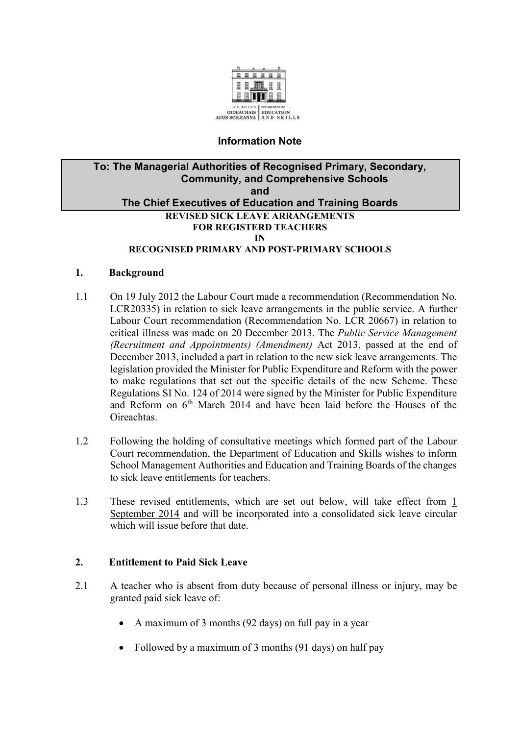AN ROINN OIDEACHAIS AGUS SCILEANNA | DEPARTMENT OF EDUCATION AND SKILLS

**Information Note**

**To: The Managerial Authorities of Recognised Primary, Secondary, Community, and Comprehensive Schools**
**and**
**The Chief Executives of Education and Training Boards**

**REVISED SICK LEAVE ARRANGEMENTS**
**FOR REGISTERD TEACHERS**
**IN**
**RECOGNISED PRIMARY AND POST-PRIMARY SCHOOLS**

## 1. Background

1.1 On 19 July 2012 the Labour Court made a recommendation (Recommendation No. LCR20335) in relation to sick leave arrangements in the public service. A further Labour Court recommendation (Recommendation No. LCR 20667) in relation to critical illness was made on 20 December 2013. The *Public Service Management (Recruitment and Appointments) (Amendment)* Act 2013, passed at the end of December 2013, included a part in relation to the new sick leave arrangements. The legislation provided the Minister for Public Expenditure and Reform with the power to make regulations that set out the specific details of the new Scheme. These Regulations SI No. 124 of 2014 were signed by the Minister for Public Expenditure and Reform on 6th March 2014 and have been laid before the Houses of the Oireachtas.

1.2 Following the holding of consultative meetings which formed part of the Labour Court recommendation, the Department of Education and Skills wishes to inform School Management Authorities and Education and Training Boards of the changes to sick leave entitlements for teachers.

1.3 These revised entitlements, which are set out below, will take effect from 1 September 2014 and will be incorporated into a consolidated sick leave circular which will issue before that date.

## 2. Entitlement to Paid Sick Leave

2.1 A teacher who is absent from duty because of personal illness or injury, may be granted paid sick leave of:

- A maximum of 3 months (92 days) on full pay in a year
- Followed by a maximum of 3 months (91 days) on half pay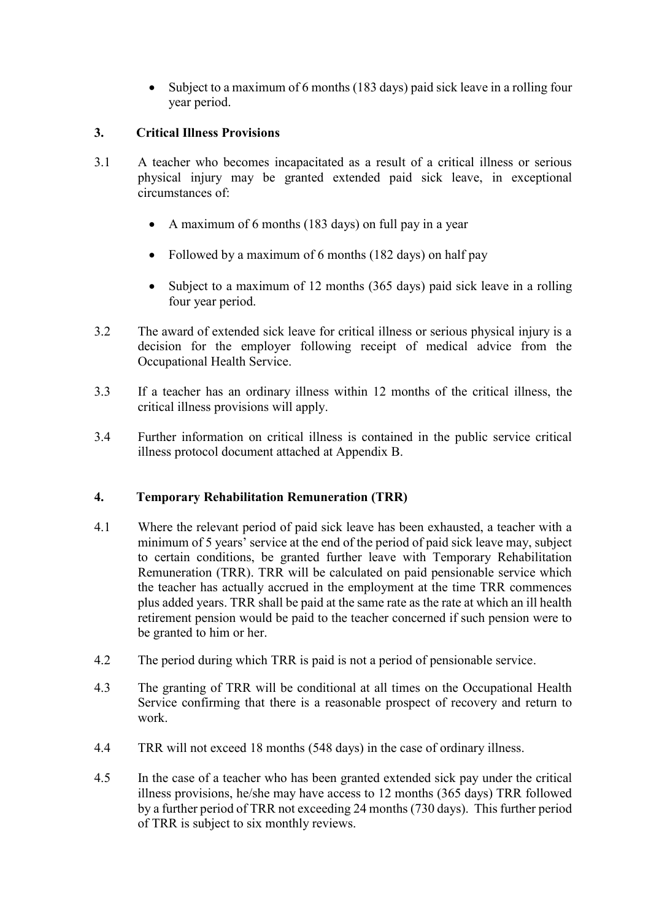- Subject to a maximum of 6 months (183 days) paid sick leave in a rolling four year period.

## 3. Critical Illness Provisions

3.1 A teacher who becomes incapacitated as a result of a critical illness or serious physical injury may be granted extended paid sick leave, in exceptional circumstances of:

- A maximum of 6 months (183 days) on full pay in a year
- Followed by a maximum of 6 months (182 days) on half pay
- Subject to a maximum of 12 months (365 days) paid sick leave in a rolling four year period.

3.2 The award of extended sick leave for critical illness or serious physical injury is a decision for the employer following receipt of medical advice from the Occupational Health Service.

3.3 If a teacher has an ordinary illness within 12 months of the critical illness, the critical illness provisions will apply.

3.4 Further information on critical illness is contained in the public service critical illness protocol document attached at Appendix B.

## 4. Temporary Rehabilitation Remuneration (TRR)

4.1 Where the relevant period of paid sick leave has been exhausted, a teacher with a minimum of 5 years' service at the end of the period of paid sick leave may, subject to certain conditions, be granted further leave with Temporary Rehabilitation Remuneration (TRR). TRR will be calculated on paid pensionable service which the teacher has actually accrued in the employment at the time TRR commences plus added years. TRR shall be paid at the same rate as the rate at which an ill health retirement pension would be paid to the teacher concerned if such pension were to be granted to him or her.

4.2 The period during which TRR is paid is not a period of pensionable service.

4.3 The granting of TRR will be conditional at all times on the Occupational Health Service confirming that there is a reasonable prospect of recovery and return to work.

4.4 TRR will not exceed 18 months (548 days) in the case of ordinary illness.

4.5 In the case of a teacher who has been granted extended sick pay under the critical illness provisions, he/she may have access to 12 months (365 days) TRR followed by a further period of TRR not exceeding 24 months (730 days). This further period of TRR is subject to six monthly reviews.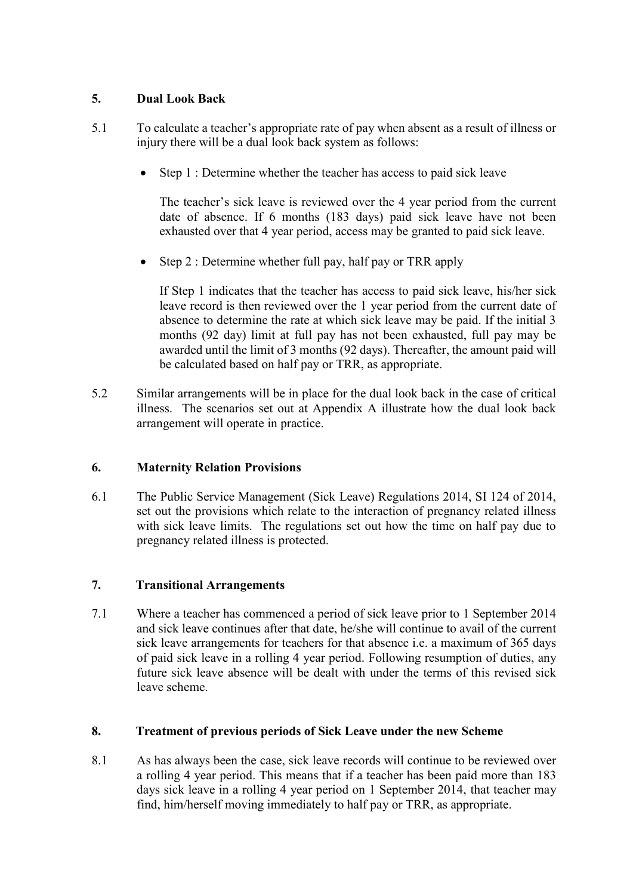## 5. Dual Look Back

5.1 To calculate a teacher's appropriate rate of pay when absent as a result of illness or injury there will be a dual look back system as follows:

- Step 1 : Determine whether the teacher has access to paid sick leave

  The teacher's sick leave is reviewed over the 4 year period from the current date of absence. If 6 months (183 days) paid sick leave have not been exhausted over that 4 year period, access may be granted to paid sick leave.

- Step 2 : Determine whether full pay, half pay or TRR apply

  If Step 1 indicates that the teacher has access to paid sick leave, his/her sick leave record is then reviewed over the 1 year period from the current date of absence to determine the rate at which sick leave may be paid. If the initial 3 months (92 day) limit at full pay has not been exhausted, full pay may be awarded until the limit of 3 months (92 days). Thereafter, the amount paid will be calculated based on half pay or TRR, as appropriate.

5.2 Similar arrangements will be in place for the dual look back in the case of critical illness. The scenarios set out at Appendix A illustrate how the dual look back arrangement will operate in practice.

## 6. Maternity Relation Provisions

6.1 The Public Service Management (Sick Leave) Regulations 2014, SI 124 of 2014, set out the provisions which relate to the interaction of pregnancy related illness with sick leave limits. The regulations set out how the time on half pay due to pregnancy related illness is protected.

## 7. Transitional Arrangements

7.1 Where a teacher has commenced a period of sick leave prior to 1 September 2014 and sick leave continues after that date, he/she will continue to avail of the current sick leave arrangements for teachers for that absence i.e. a maximum of 365 days of paid sick leave in a rolling 4 year period. Following resumption of duties, any future sick leave absence will be dealt with under the terms of this revised sick leave scheme.

## 8. Treatment of previous periods of Sick Leave under the new Scheme

8.1 As has always been the case, sick leave records will continue to be reviewed over a rolling 4 year period. This means that if a teacher has been paid more than 183 days sick leave in a rolling 4 year period on 1 September 2014, that teacher may find, him/herself moving immediately to half pay or TRR, as appropriate.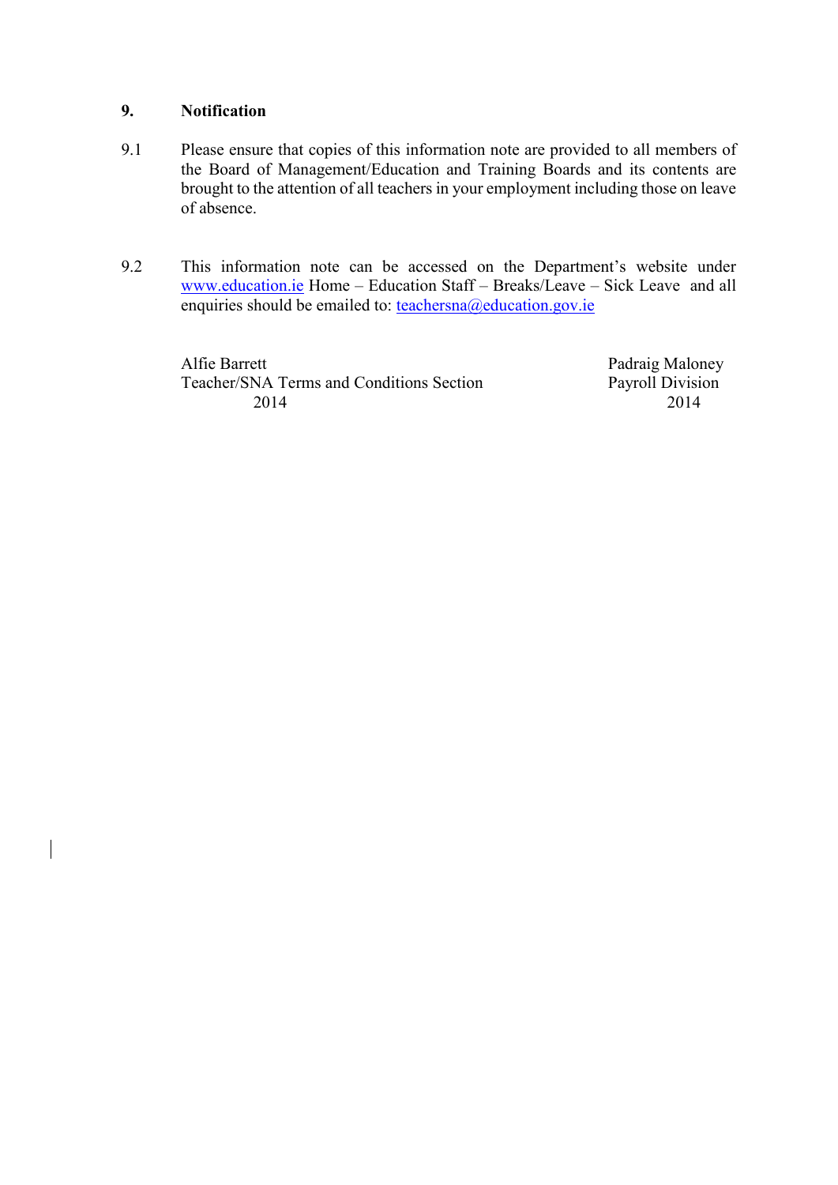## 9. Notification

9.1 Please ensure that copies of this information note are provided to all members of the Board of Management/Education and Training Boards and its contents are brought to the attention of all teachers in your employment including those on leave of absence.

9.2 This information note can be accessed on the Department's website under www.education.ie Home – Education Staff – Breaks/Leave – Sick Leave and all enquiries should be emailed to: teachersna@education.gov.ie

| | |
|---|---|
| Alfie Barrett | Padraig Maloney |
| Teacher/SNA Terms and Conditions Section | Payroll Division |
| 2014 | 2014 |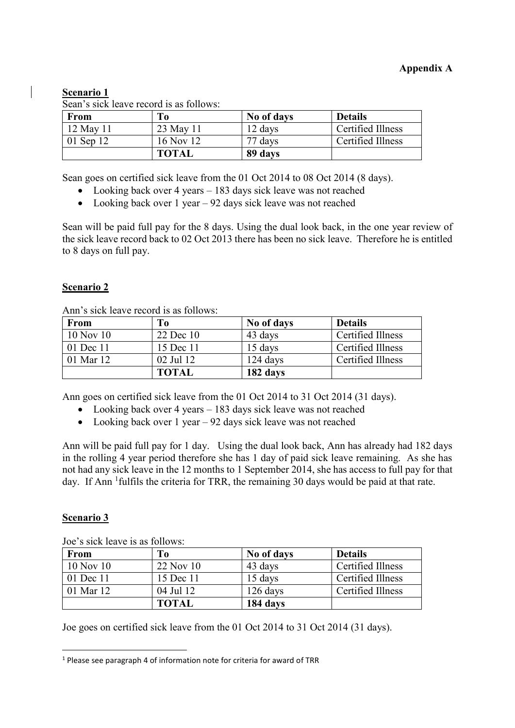**Appendix A**

**Scenario 1**

Sean's sick leave record is as follows:

| From | To | No of days | Details |
|---|---|---|---|
| 12 May 11 | 23 May 11 | 12 days | Certified Illness |
| 01 Sep 12 | 16 Nov 12 | 77 days | Certified Illness |
| | **TOTAL** | **89 days** | |

Sean goes on certified sick leave from the 01 Oct 2014 to 08 Oct 2014 (8 days).

- Looking back over 4 years – 183 days sick leave was not reached
- Looking back over 1 year – 92 days sick leave was not reached

Sean will be paid full pay for the 8 days. Using the dual look back, in the one year review of the sick leave record back to 02 Oct 2013 there has been no sick leave. Therefore he is entitled to 8 days on full pay.

**Scenario 2**

Ann's sick leave record is as follows:

| From | To | No of days | Details |
|---|---|---|---|
| 10 Nov 10 | 22 Dec 10 | 43 days | Certified Illness |
| 01 Dec 11 | 15 Dec 11 | 15 days | Certified Illness |
| 01 Mar 12 | 02 Jul 12 | 124 days | Certified Illness |
| | **TOTAL** | **182 days** | |

Ann goes on certified sick leave from the 01 Oct 2014 to 31 Oct 2014 (31 days).

- Looking back over 4 years – 183 days sick leave was not reached
- Looking back over 1 year – 92 days sick leave was not reached

Ann will be paid full pay for 1 day. Using the dual look back, Ann has already had 182 days in the rolling 4 year period therefore she has 1 day of paid sick leave remaining. As she has not had any sick leave in the 12 months to 1 September 2014, she has access to full pay for that day. If Ann [1]fulfils the criteria for TRR, the remaining 30 days would be paid at that rate.

**Scenario 3**

Joe's sick leave is as follows:

| From | To | No of days | Details |
|---|---|---|---|
| 10 Nov 10 | 22 Nov 10 | 43 days | Certified Illness |
| 01 Dec 11 | 15 Dec 11 | 15 days | Certified Illness |
| 01 Mar 12 | 04 Jul 12 | 126 days | Certified Illness |
| | **TOTAL** | **184 days** | |

Joe goes on certified sick leave from the 01 Oct 2014 to 31 Oct 2014 (31 days).

[1] Please see paragraph 4 of information note for criteria for award of TRR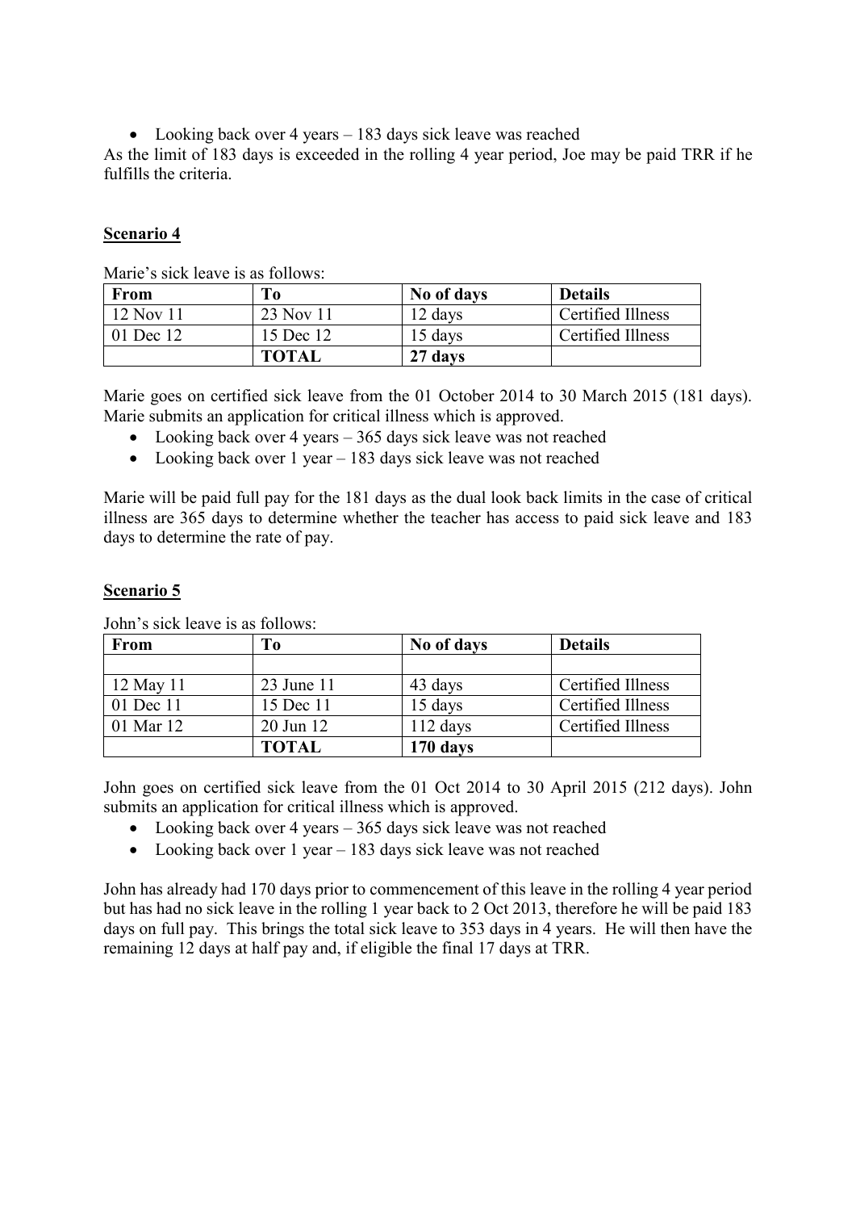- Looking back over 4 years – 183 days sick leave was reached

As the limit of 183 days is exceeded in the rolling 4 year period, Joe may be paid TRR if he fulfills the criteria.

## Scenario 4

Marie's sick leave is as follows:

| From | To | No of days | Details |
|---|---|---|---|
| 12 Nov 11 | 23 Nov 11 | 12 days | Certified Illness |
| 01 Dec 12 | 15 Dec 12 | 15 days | Certified Illness |
| | **TOTAL** | **27 days** | |

Marie goes on certified sick leave from the 01 October 2014 to 30 March 2015 (181 days). Marie submits an application for critical illness which is approved.

- Looking back over 4 years – 365 days sick leave was not reached
- Looking back over 1 year – 183 days sick leave was not reached

Marie will be paid full pay for the 181 days as the dual look back limits in the case of critical illness are 365 days to determine whether the teacher has access to paid sick leave and 183 days to determine the rate of pay.

## Scenario 5

John's sick leave is as follows:

| From | To | No of days | Details |
|---|---|---|---|
| | | | |
| 12 May 11 | 23 June 11 | 43 days | Certified Illness |
| 01 Dec 11 | 15 Dec 11 | 15 days | Certified Illness |
| 01 Mar 12 | 20 Jun 12 | 112 days | Certified Illness |
| | **TOTAL** | **170 days** | |

John goes on certified sick leave from the 01 Oct 2014 to 30 April 2015 (212 days). John submits an application for critical illness which is approved.

- Looking back over 4 years – 365 days sick leave was not reached
- Looking back over 1 year – 183 days sick leave was not reached

John has already had 170 days prior to commencement of this leave in the rolling 4 year period but has had no sick leave in the rolling 1 year back to 2 Oct 2013, therefore he will be paid 183 days on full pay. This brings the total sick leave to 353 days in 4 years. He will then have the remaining 12 days at half pay and, if eligible the final 17 days at TRR.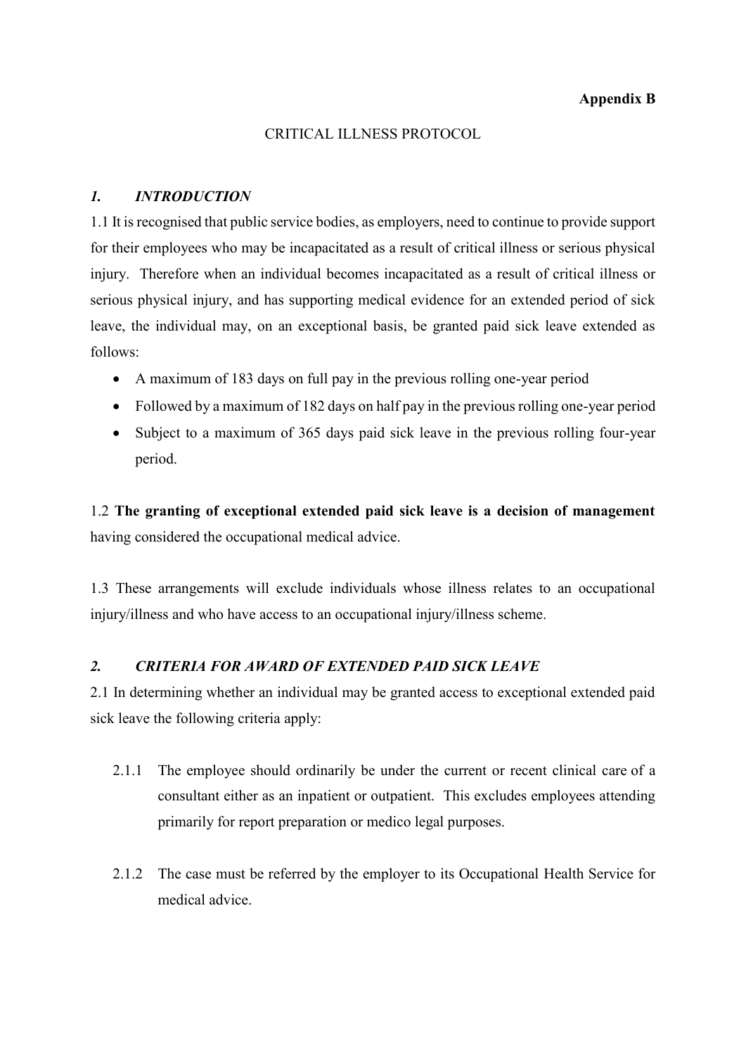**Appendix B**

CRITICAL ILLNESS PROTOCOL

## *1. INTRODUCTION*

1.1 It is recognised that public service bodies, as employers, need to continue to provide support for their employees who may be incapacitated as a result of critical illness or serious physical injury. Therefore when an individual becomes incapacitated as a result of critical illness or serious physical injury, and has supporting medical evidence for an extended period of sick leave, the individual may, on an exceptional basis, be granted paid sick leave extended as follows:

- A maximum of 183 days on full pay in the previous rolling one-year period
- Followed by a maximum of 182 days on half pay in the previous rolling one-year period
- Subject to a maximum of 365 days paid sick leave in the previous rolling four-year period.

1.2 **The granting of exceptional extended paid sick leave is a decision of management** having considered the occupational medical advice.

1.3 These arrangements will exclude individuals whose illness relates to an occupational injury/illness and who have access to an occupational injury/illness scheme.

## *2. CRITERIA FOR AWARD OF EXTENDED PAID SICK LEAVE*

2.1 In determining whether an individual may be granted access to exceptional extended paid sick leave the following criteria apply:

2.1.1 The employee should ordinarily be under the current or recent clinical care of a consultant either as an inpatient or outpatient. This excludes employees attending primarily for report preparation or medico legal purposes.

2.1.2 The case must be referred by the employer to its Occupational Health Service for medical advice.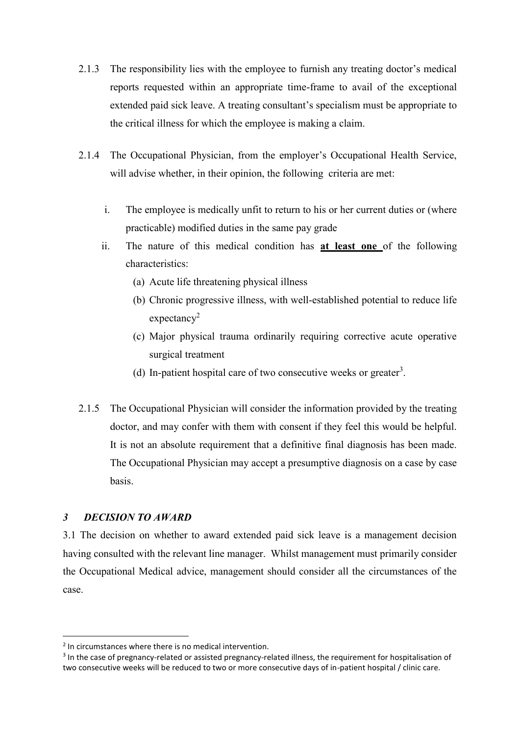2.1.3 The responsibility lies with the employee to furnish any treating doctor's medical reports requested within an appropriate time-frame to avail of the exceptional extended paid sick leave. A treating consultant's specialism must be appropriate to the critical illness for which the employee is making a claim.

2.1.4 The Occupational Physician, from the employer's Occupational Health Service, will advise whether, in their opinion, the following criteria are met:

i. The employee is medically unfit to return to his or her current duties or (where practicable) modified duties in the same pay grade

ii. The nature of this medical condition has **at least one** of the following characteristics:

   (a) Acute life threatening physical illness

   (b) Chronic progressive illness, with well-established potential to reduce life expectancy[2]

   (c) Major physical trauma ordinarily requiring corrective acute operative surgical treatment

   (d) In-patient hospital care of two consecutive weeks or greater[3].

2.1.5 The Occupational Physician will consider the information provided by the treating doctor, and may confer with them with consent if they feel this would be helpful. It is not an absolute requirement that a definitive final diagnosis has been made. The Occupational Physician may accept a presumptive diagnosis on a case by case basis.

### *3 DECISION TO AWARD*

3.1 The decision on whether to award extended paid sick leave is a management decision having consulted with the relevant line manager. Whilst management must primarily consider the Occupational Medical advice, management should consider all the circumstances of the case.

---

[2] In circumstances where there is no medical intervention.

[3] In the case of pregnancy-related or assisted pregnancy-related illness, the requirement for hospitalisation of two consecutive weeks will be reduced to two or more consecutive days of in-patient hospital / clinic care.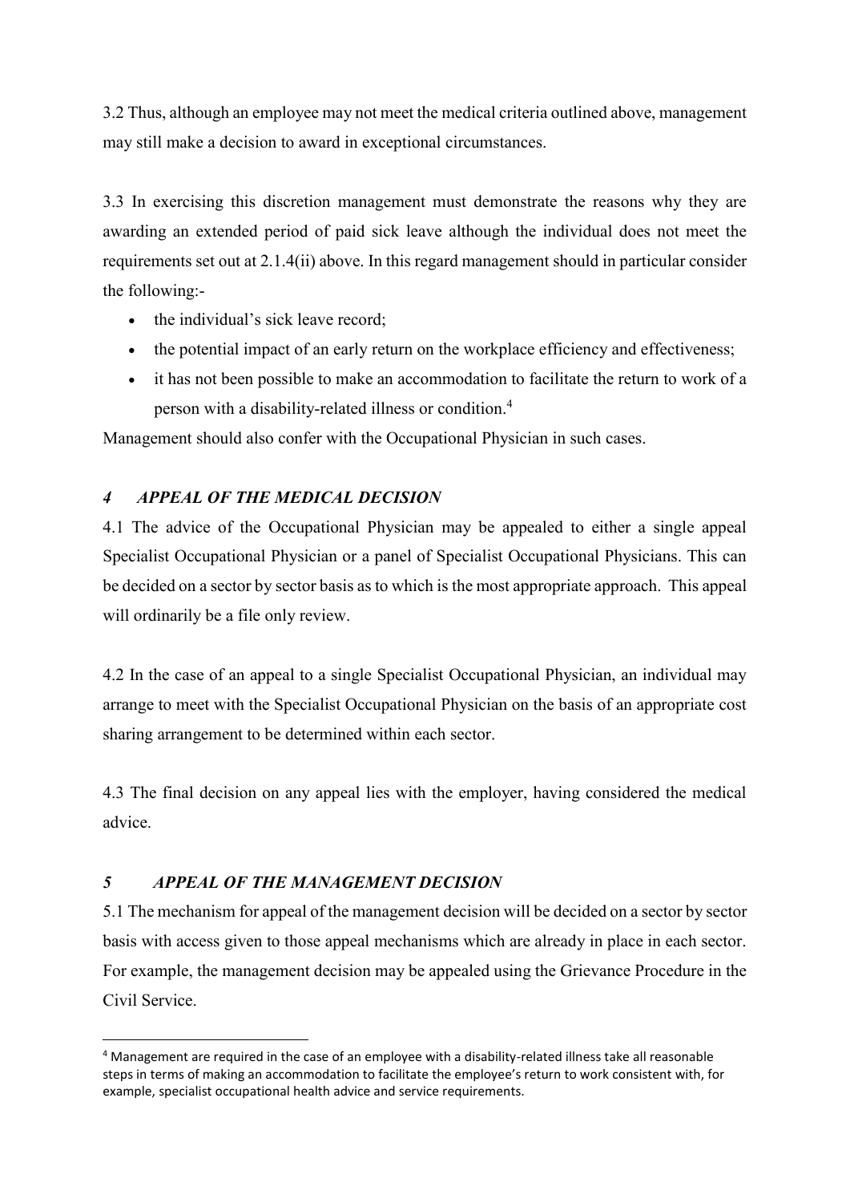3.2 Thus, although an employee may not meet the medical criteria outlined above, management may still make a decision to award in exceptional circumstances.

3.3 In exercising this discretion management must demonstrate the reasons why they are awarding an extended period of paid sick leave although the individual does not meet the requirements set out at 2.1.4(ii) above. In this regard management should in particular consider the following:-

- the individual's sick leave record;
- the potential impact of an early return on the workplace efficiency and effectiveness;
- it has not been possible to make an accommodation to facilitate the return to work of a person with a disability-related illness or condition.[4]

Management should also confer with the Occupational Physician in such cases.

## *4 APPEAL OF THE MEDICAL DECISION*

4.1 The advice of the Occupational Physician may be appealed to either a single appeal Specialist Occupational Physician or a panel of Specialist Occupational Physicians. This can be decided on a sector by sector basis as to which is the most appropriate approach. This appeal will ordinarily be a file only review.

4.2 In the case of an appeal to a single Specialist Occupational Physician, an individual may arrange to meet with the Specialist Occupational Physician on the basis of an appropriate cost sharing arrangement to be determined within each sector.

4.3 The final decision on any appeal lies with the employer, having considered the medical advice.

## *5 APPEAL OF THE MANAGEMENT DECISION*

5.1 The mechanism for appeal of the management decision will be decided on a sector by sector basis with access given to those appeal mechanisms which are already in place in each sector. For example, the management decision may be appealed using the Grievance Procedure in the Civil Service.

---

[4] Management are required in the case of an employee with a disability-related illness take all reasonable steps in terms of making an accommodation to facilitate the employee's return to work consistent with, for example, specialist occupational health advice and service requirements.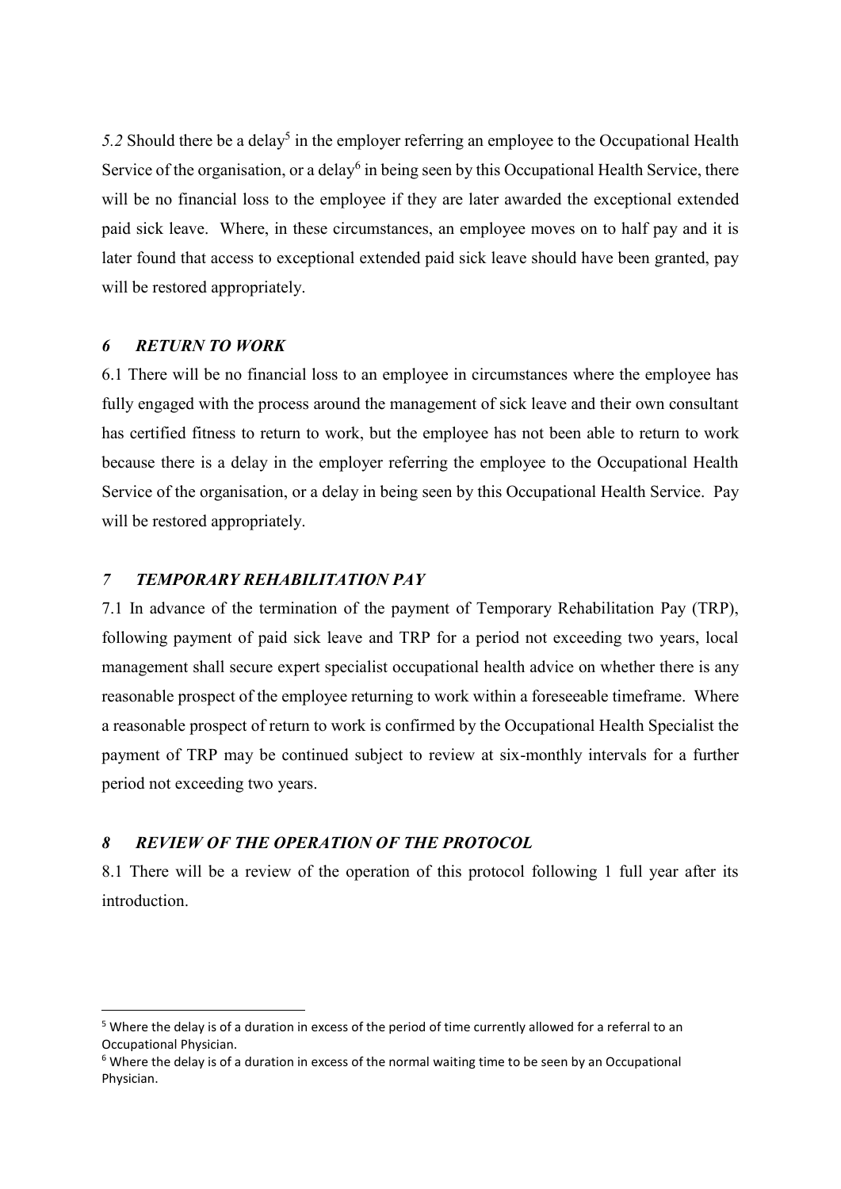*5.2* Should there be a delay[5] in the employer referring an employee to the Occupational Health Service of the organisation, or a delay[6] in being seen by this Occupational Health Service, there will be no financial loss to the employee if they are later awarded the exceptional extended paid sick leave. Where, in these circumstances, an employee moves on to half pay and it is later found that access to exceptional extended paid sick leave should have been granted, pay will be restored appropriately.

## *6 RETURN TO WORK*

6.1 There will be no financial loss to an employee in circumstances where the employee has fully engaged with the process around the management of sick leave and their own consultant has certified fitness to return to work, but the employee has not been able to return to work because there is a delay in the employer referring the employee to the Occupational Health Service of the organisation, or a delay in being seen by this Occupational Health Service. Pay will be restored appropriately.

## *7 TEMPORARY REHABILITATION PAY*

7.1 In advance of the termination of the payment of Temporary Rehabilitation Pay (TRP), following payment of paid sick leave and TRP for a period not exceeding two years, local management shall secure expert specialist occupational health advice on whether there is any reasonable prospect of the employee returning to work within a foreseeable timeframe. Where a reasonable prospect of return to work is confirmed by the Occupational Health Specialist the payment of TRP may be continued subject to review at six-monthly intervals for a further period not exceeding two years.

## *8 REVIEW OF THE OPERATION OF THE PROTOCOL*

8.1 There will be a review of the operation of this protocol following 1 full year after its introduction.

---

[5] Where the delay is of a duration in excess of the period of time currently allowed for a referral to an Occupational Physician.

[6] Where the delay is of a duration in excess of the normal waiting time to be seen by an Occupational Physician.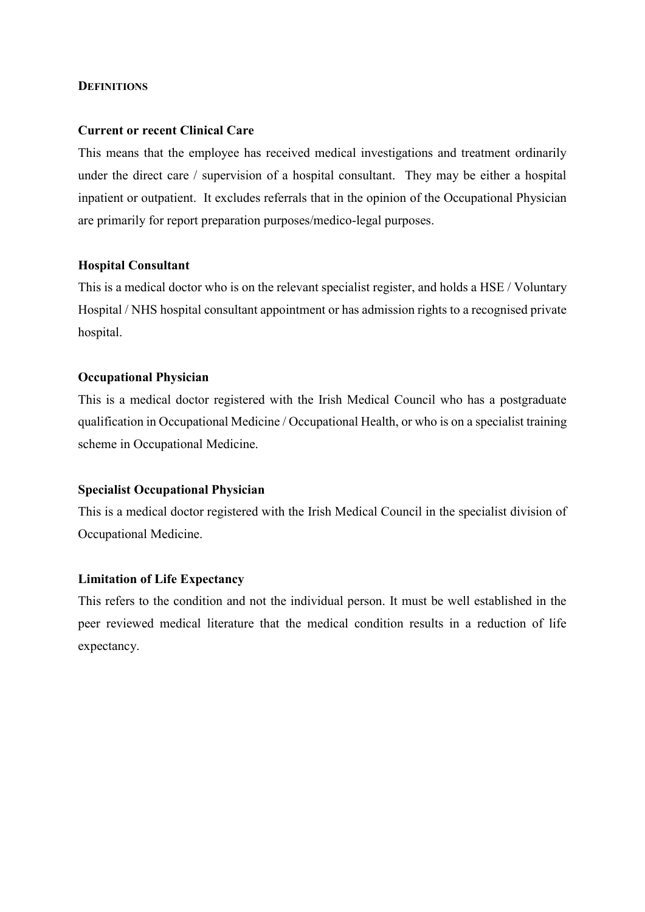## DEFINITIONS

### Current or recent Clinical Care

This means that the employee has received medical investigations and treatment ordinarily under the direct care / supervision of a hospital consultant. They may be either a hospital inpatient or outpatient. It excludes referrals that in the opinion of the Occupational Physician are primarily for report preparation purposes/medico-legal purposes.

### Hospital Consultant

This is a medical doctor who is on the relevant specialist register, and holds a HSE / Voluntary Hospital / NHS hospital consultant appointment or has admission rights to a recognised private hospital.

### Occupational Physician

This is a medical doctor registered with the Irish Medical Council who has a postgraduate qualification in Occupational Medicine / Occupational Health, or who is on a specialist training scheme in Occupational Medicine.

### Specialist Occupational Physician

This is a medical doctor registered with the Irish Medical Council in the specialist division of Occupational Medicine.

### Limitation of Life Expectancy

This refers to the condition and not the individual person. It must be well established in the peer reviewed medical literature that the medical condition results in a reduction of life expectancy.